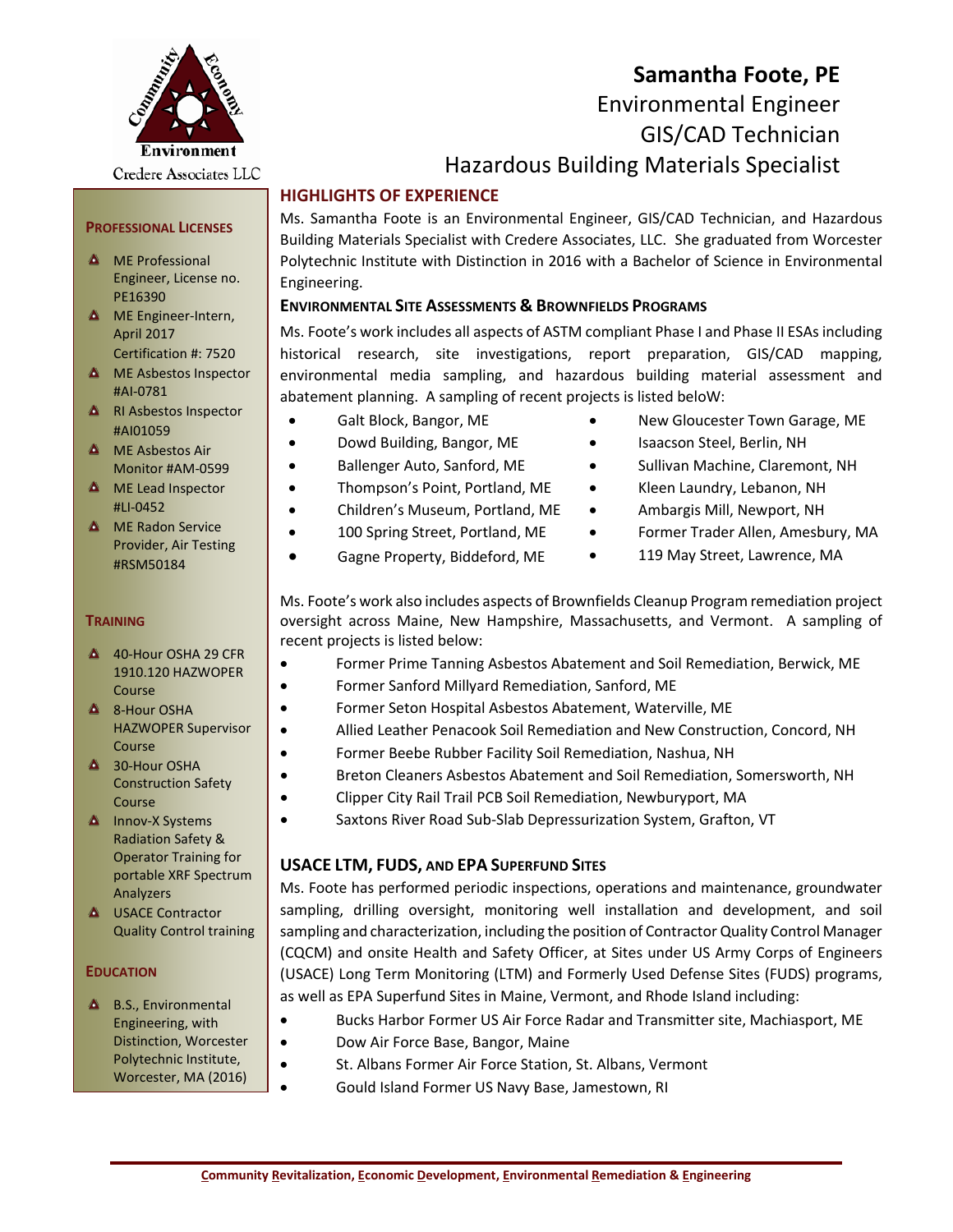Credere Associates LLC

# Samantha Foote, PE

Environmental Engineer
GIS/CAD Technician
Hazardous Building Materials Specialist

## HIGHLIGHTS OF EXPERIENCE

Ms. Samantha Foote is an Environmental Engineer, GIS/CAD Technician, and Hazardous Building Materials Specialist with Credere Associates, LLC. She graduated from Worcester Polytechnic Institute with Distinction in 2016 with a Bachelor of Science in Environmental Engineering.

### ENVIRONMENTAL SITE ASSESSMENTS & BROWNFIELDS PROGRAMS

Ms. Foote's work includes all aspects of ASTM compliant Phase I and Phase II ESAs including historical research, site investigations, report preparation, GIS/CAD mapping, environmental media sampling, and hazardous building material assessment and abatement planning. A sampling of recent projects is listed beloW:

- Galt Block, Bangor, ME
- Dowd Building, Bangor, ME
- Ballenger Auto, Sanford, ME
- Thompson's Point, Portland, ME
- Children's Museum, Portland, ME
- 100 Spring Street, Portland, ME
- Gagne Property, Biddeford, ME
- New Gloucester Town Garage, ME
- Isaacson Steel, Berlin, NH
- Sullivan Machine, Claremont, NH
- Kleen Laundry, Lebanon, NH
- Ambargis Mill, Newport, NH
- Former Trader Allen, Amesbury, MA
- 119 May Street, Lawrence, MA

Ms. Foote's work also includes aspects of Brownfields Cleanup Program remediation project oversight across Maine, New Hampshire, Massachusetts, and Vermont. A sampling of recent projects is listed below:

- Former Prime Tanning Asbestos Abatement and Soil Remediation, Berwick, ME
- Former Sanford Millyard Remediation, Sanford, ME
- Former Seton Hospital Asbestos Abatement, Waterville, ME
- Allied Leather Penacook Soil Remediation and New Construction, Concord, NH
- Former Beebe Rubber Facility Soil Remediation, Nashua, NH
- Breton Cleaners Asbestos Abatement and Soil Remediation, Somersworth, NH
- Clipper City Rail Trail PCB Soil Remediation, Newburyport, MA
- Saxtons River Road Sub-Slab Depressurization System, Grafton, VT

### USACE LTM, FUDS, AND EPA SUPERFUND SITES

Ms. Foote has performed periodic inspections, operations and maintenance, groundwater sampling, drilling oversight, monitoring well installation and development, and soil sampling and characterization, including the position of Contractor Quality Control Manager (CQCM) and onsite Health and Safety Officer, at Sites under US Army Corps of Engineers (USACE) Long Term Monitoring (LTM) and Formerly Used Defense Sites (FUDS) programs, as well as EPA Superfund Sites in Maine, Vermont, and Rhode Island including:

- Bucks Harbor Former US Air Force Radar and Transmitter site, Machiasport, ME
- Dow Air Force Base, Bangor, Maine
- St. Albans Former Air Force Station, St. Albans, Vermont
- Gould Island Former US Navy Base, Jamestown, RI

## PROFESSIONAL LICENSES

- ME Professional Engineer, License no. PE16390
- ME Engineer-Intern, April 2017 Certification #: 7520
- ME Asbestos Inspector #AI-0781
- RI Asbestos Inspector #AI01059
- ME Asbestos Air Monitor #AM-0599
- ME Lead Inspector #LI-0452
- ME Radon Service Provider, Air Testing #RSM50184

## TRAINING

- 40-Hour OSHA 29 CFR 1910.120 HAZWOPER Course
- 8-Hour OSHA HAZWOPER Supervisor Course
- 30-Hour OSHA Construction Safety Course
- Innov-X Systems Radiation Safety & Operator Training for portable XRF Spectrum Analyzers
- USACE Contractor Quality Control training

## EDUCATION

- B.S., Environmental Engineering, with Distinction, Worcester Polytechnic Institute, Worcester, MA (2016)

**Community Revitalization, Economic Development, Environmental Remediation & Engineering**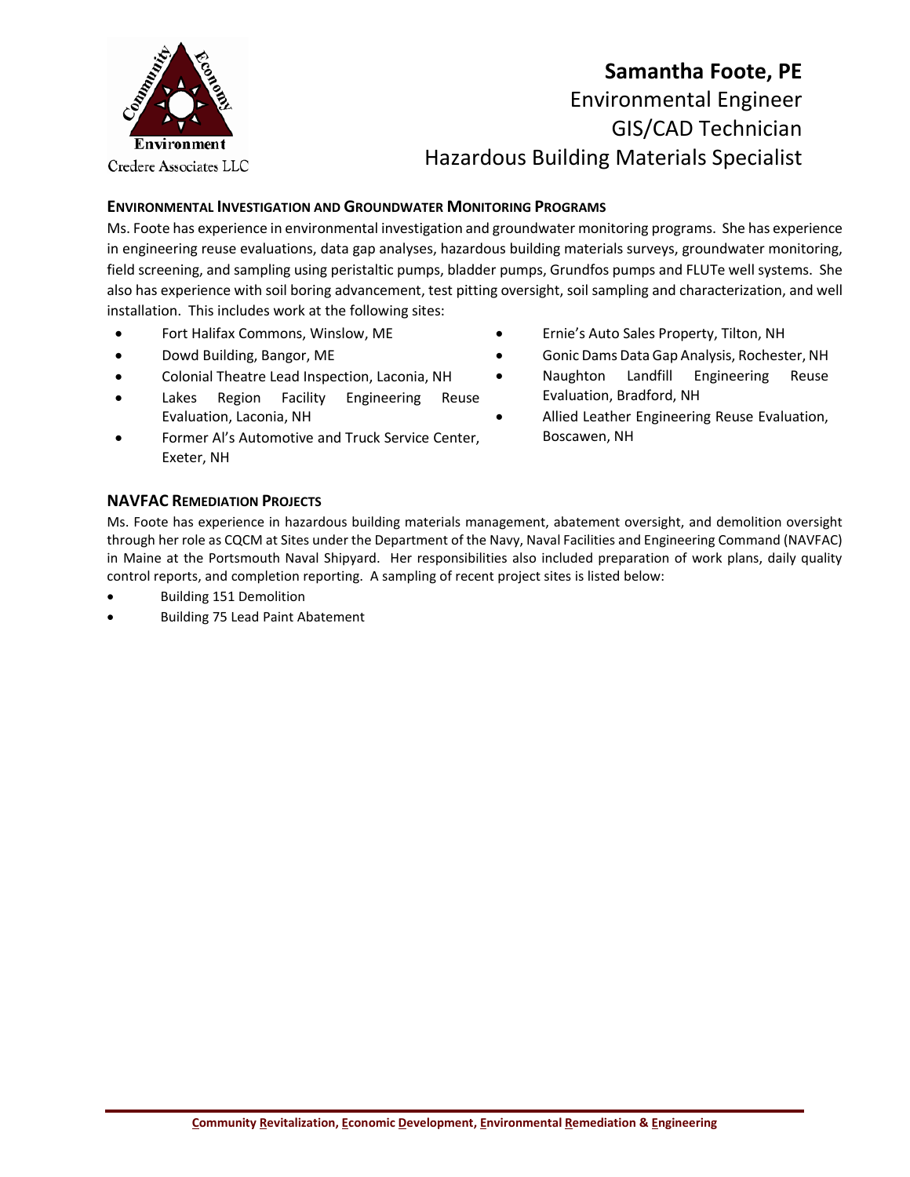# Samantha Foote, PE

Environmental Engineer
GIS/CAD Technician
Hazardous Building Materials Specialist

## Environmental Investigation and Groundwater Monitoring Programs

Ms. Foote has experience in environmental investigation and groundwater monitoring programs. She has experience in engineering reuse evaluations, data gap analyses, hazardous building materials surveys, groundwater monitoring, field screening, and sampling using peristaltic pumps, bladder pumps, Grundfos pumps and FLUTe well systems. She also has experience with soil boring advancement, test pitting oversight, soil sampling and characterization, and well installation. This includes work at the following sites:

- Fort Halifax Commons, Winslow, ME
- Dowd Building, Bangor, ME
- Colonial Theatre Lead Inspection, Laconia, NH
- Lakes Region Facility Engineering Reuse Evaluation, Laconia, NH
- Former Al's Automotive and Truck Service Center, Exeter, NH
- Ernie's Auto Sales Property, Tilton, NH
- Gonic Dams Data Gap Analysis, Rochester, NH
- Naughton Landfill Engineering Reuse Evaluation, Bradford, NH
- Allied Leather Engineering Reuse Evaluation, Boscawen, NH

## NAVFAC Remediation Projects

Ms. Foote has experience in hazardous building materials management, abatement oversight, and demolition oversight through her role as CQCM at Sites under the Department of the Navy, Naval Facilities and Engineering Command (NAVFAC) in Maine at the Portsmouth Naval Shipyard. Her responsibilities also included preparation of work plans, daily quality control reports, and completion reporting. A sampling of recent project sites is listed below:

- Building 151 Demolition
- Building 75 Lead Paint Abatement